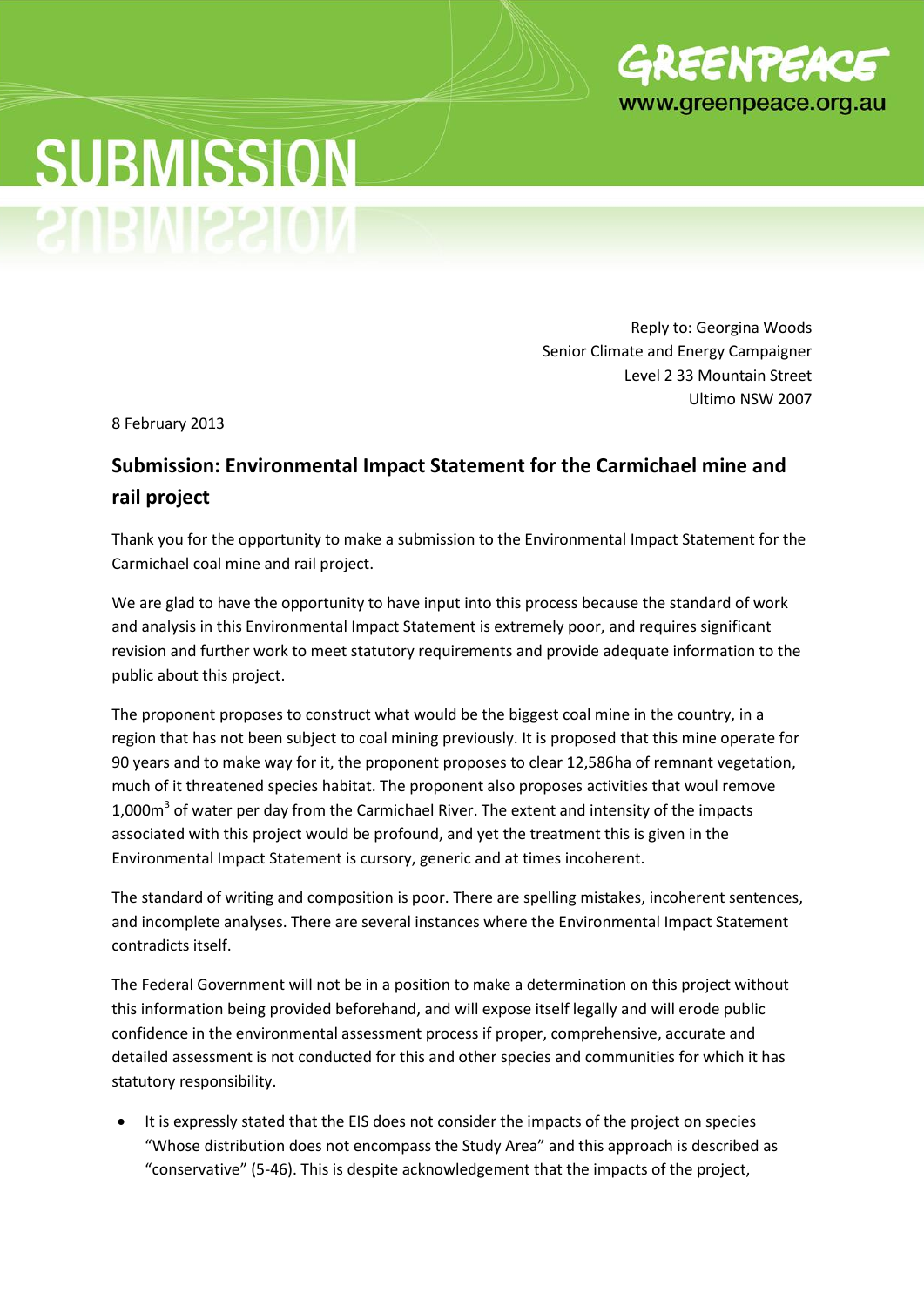GREENPEACE

www.greenpeace.org.au

# SUBMISSION

Reply to: Georgina Woods
Senior Climate and Energy Campaigner
Level 2 33 Mountain Street
Ultimo NSW 2007

8 February 2013

## Submission: Environmental Impact Statement for the Carmichael mine and rail project

Thank you for the opportunity to make a submission to the Environmental Impact Statement for the Carmichael coal mine and rail project.

We are glad to have the opportunity to have input into this process because the standard of work and analysis in this Environmental Impact Statement is extremely poor, and requires significant revision and further work to meet statutory requirements and provide adequate information to the public about this project.

The proponent proposes to construct what would be the biggest coal mine in the country, in a region that has not been subject to coal mining previously. It is proposed that this mine operate for 90 years and to make way for it, the proponent proposes to clear 12,586ha of remnant vegetation, much of it threatened species habitat. The proponent also proposes activities that woul remove 1,000m$^3$ of water per day from the Carmichael River. The extent and intensity of the impacts associated with this project would be profound, and yet the treatment this is given in the Environmental Impact Statement is cursory, generic and at times incoherent.

The standard of writing and composition is poor. There are spelling mistakes, incoherent sentences, and incomplete analyses. There are several instances where the Environmental Impact Statement contradicts itself.

The Federal Government will not be in a position to make a determination on this project without this information being provided beforehand, and will expose itself legally and will erode public confidence in the environmental assessment process if proper, comprehensive, accurate and detailed assessment is not conducted for this and other species and communities for which it has statutory responsibility.

- It is expressly stated that the EIS does not consider the impacts of the project on species "Whose distribution does not encompass the Study Area" and this approach is described as "conservative" (5-46). This is despite acknowledgement that the impacts of the project,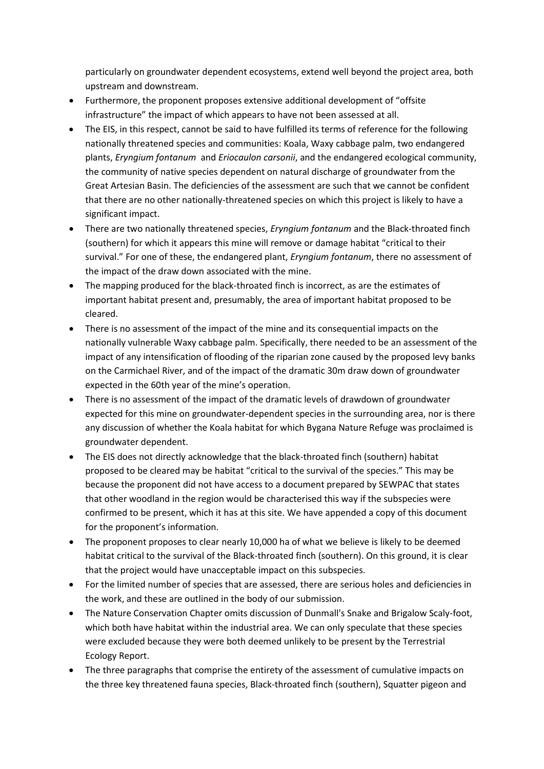particularly on groundwater dependent ecosystems, extend well beyond the project area, both upstream and downstream.

- Furthermore, the proponent proposes extensive additional development of "offsite infrastructure" the impact of which appears to have not been assessed at all.
- The EIS, in this respect, cannot be said to have fulfilled its terms of reference for the following nationally threatened species and communities: Koala, Waxy cabbage palm, two endangered plants, *Eryngium fontanum* and *Eriocaulon carsonii*, and the endangered ecological community, the community of native species dependent on natural discharge of groundwater from the Great Artesian Basin. The deficiencies of the assessment are such that we cannot be confident that there are no other nationally-threatened species on which this project is likely to have a significant impact.
- There are two nationally threatened species, *Eryngium fontanum* and the Black-throated finch (southern) for which it appears this mine will remove or damage habitat "critical to their survival." For one of these, the endangered plant, *Eryngium fontanum*, there no assessment of the impact of the draw down associated with the mine.
- The mapping produced for the black-throated finch is incorrect, as are the estimates of important habitat present and, presumably, the area of important habitat proposed to be cleared.
- There is no assessment of the impact of the mine and its consequential impacts on the nationally vulnerable Waxy cabbage palm. Specifically, there needed to be an assessment of the impact of any intensification of flooding of the riparian zone caused by the proposed levy banks on the Carmichael River, and of the impact of the dramatic 30m draw down of groundwater expected in the 60th year of the mine's operation.
- There is no assessment of the impact of the dramatic levels of drawdown of groundwater expected for this mine on groundwater-dependent species in the surrounding area, nor is there any discussion of whether the Koala habitat for which Bygana Nature Refuge was proclaimed is groundwater dependent.
- The EIS does not directly acknowledge that the black-throated finch (southern) habitat proposed to be cleared may be habitat "critical to the survival of the species." This may be because the proponent did not have access to a document prepared by SEWPAC that states that other woodland in the region would be characterised this way if the subspecies were confirmed to be present, which it has at this site. We have appended a copy of this document for the proponent's information.
- The proponent proposes to clear nearly 10,000 ha of what we believe is likely to be deemed habitat critical to the survival of the Black-throated finch (southern). On this ground, it is clear that the project would have unacceptable impact on this subspecies.
- For the limited number of species that are assessed, there are serious holes and deficiencies in the work, and these are outlined in the body of our submission.
- The Nature Conservation Chapter omits discussion of Dunmall's Snake and Brigalow Scaly-foot, which both have habitat within the industrial area. We can only speculate that these species were excluded because they were both deemed unlikely to be present by the Terrestrial Ecology Report.
- The three paragraphs that comprise the entirety of the assessment of cumulative impacts on the three key threatened fauna species, Black-throated finch (southern), Squatter pigeon and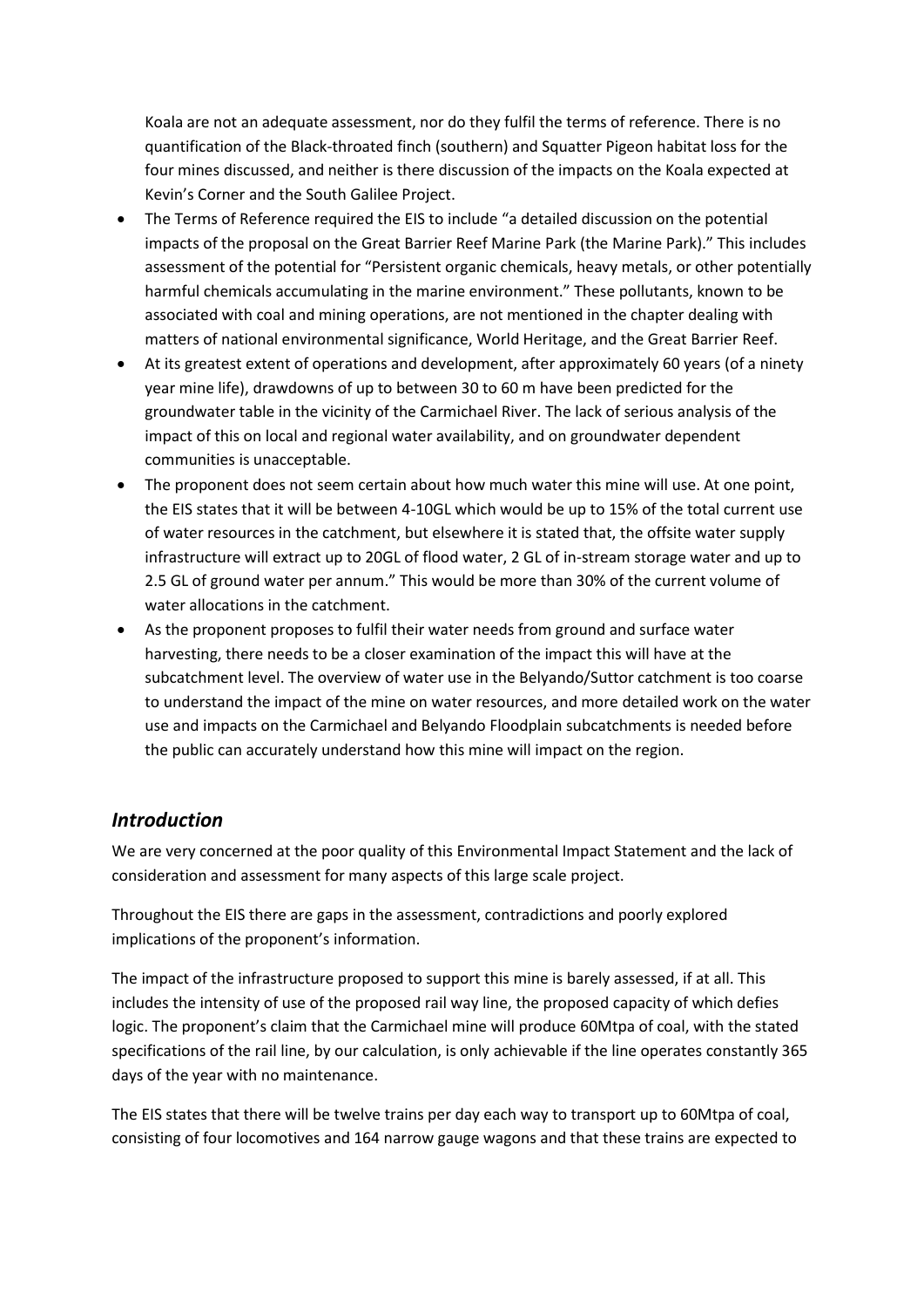Koala are not an adequate assessment, nor do they fulfil the terms of reference. There is no quantification of the Black-throated finch (southern) and Squatter Pigeon habitat loss for the four mines discussed, and neither is there discussion of the impacts on the Koala expected at Kevin's Corner and the South Galilee Project.

- The Terms of Reference required the EIS to include "a detailed discussion on the potential impacts of the proposal on the Great Barrier Reef Marine Park (the Marine Park)." This includes assessment of the potential for "Persistent organic chemicals, heavy metals, or other potentially harmful chemicals accumulating in the marine environment." These pollutants, known to be associated with coal and mining operations, are not mentioned in the chapter dealing with matters of national environmental significance, World Heritage, and the Great Barrier Reef.
- At its greatest extent of operations and development, after approximately 60 years (of a ninety year mine life), drawdowns of up to between 30 to 60 m have been predicted for the groundwater table in the vicinity of the Carmichael River. The lack of serious analysis of the impact of this on local and regional water availability, and on groundwater dependent communities is unacceptable.
- The proponent does not seem certain about how much water this mine will use. At one point, the EIS states that it will be between 4-10GL which would be up to 15% of the total current use of water resources in the catchment, but elsewhere it is stated that, the offsite water supply infrastructure will extract up to 20GL of flood water, 2 GL of in-stream storage water and up to 2.5 GL of ground water per annum." This would be more than 30% of the current volume of water allocations in the catchment.
- As the proponent proposes to fulfil their water needs from ground and surface water harvesting, there needs to be a closer examination of the impact this will have at the subcatchment level. The overview of water use in the Belyando/Suttor catchment is too coarse to understand the impact of the mine on water resources, and more detailed work on the water use and impacts on the Carmichael and Belyando Floodplain subcatchments is needed before the public can accurately understand how this mine will impact on the region.

## *Introduction*

We are very concerned at the poor quality of this Environmental Impact Statement and the lack of consideration and assessment for many aspects of this large scale project.

Throughout the EIS there are gaps in the assessment, contradictions and poorly explored implications of the proponent's information.

The impact of the infrastructure proposed to support this mine is barely assessed, if at all. This includes the intensity of use of the proposed rail way line, the proposed capacity of which defies logic. The proponent's claim that the Carmichael mine will produce 60Mtpa of coal, with the stated specifications of the rail line, by our calculation, is only achievable if the line operates constantly 365 days of the year with no maintenance.

The EIS states that there will be twelve trains per day each way to transport up to 60Mtpa of coal, consisting of four locomotives and 164 narrow gauge wagons and that these trains are expected to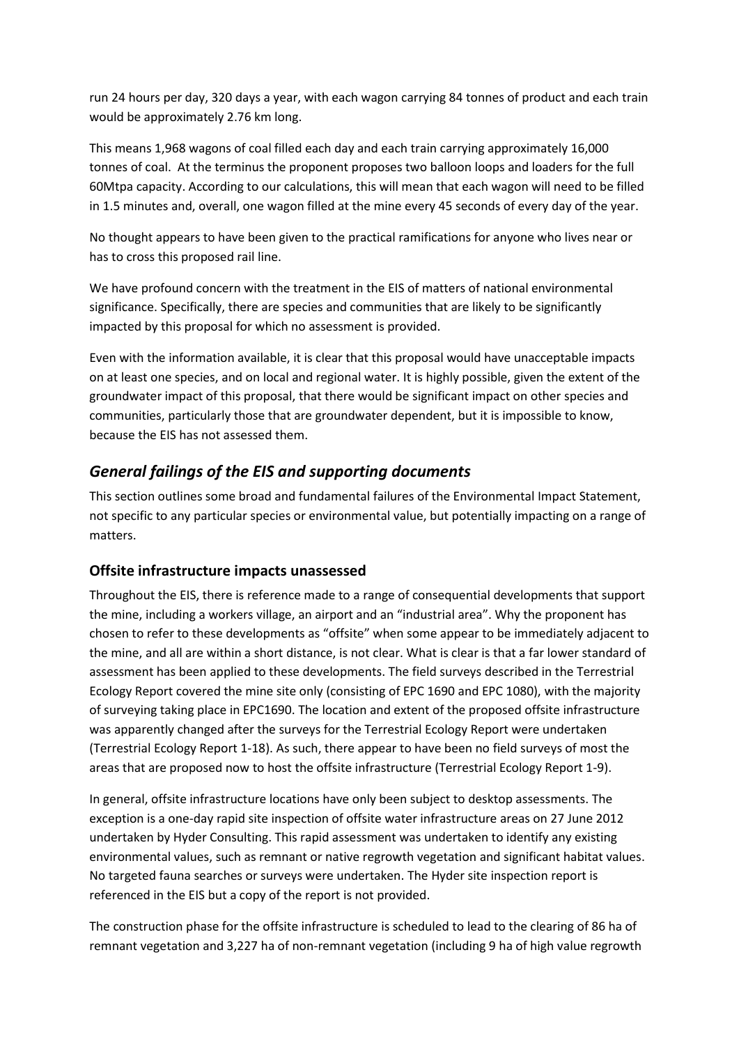run 24 hours per day, 320 days a year, with each wagon carrying 84 tonnes of product and each train would be approximately 2.76 km long.

This means 1,968 wagons of coal filled each day and each train carrying approximately 16,000 tonnes of coal. At the terminus the proponent proposes two balloon loops and loaders for the full 60Mtpa capacity. According to our calculations, this will mean that each wagon will need to be filled in 1.5 minutes and, overall, one wagon filled at the mine every 45 seconds of every day of the year.

No thought appears to have been given to the practical ramifications for anyone who lives near or has to cross this proposed rail line.

We have profound concern with the treatment in the EIS of matters of national environmental significance. Specifically, there are species and communities that are likely to be significantly impacted by this proposal for which no assessment is provided.

Even with the information available, it is clear that this proposal would have unacceptable impacts on at least one species, and on local and regional water. It is highly possible, given the extent of the groundwater impact of this proposal, that there would be significant impact on other species and communities, particularly those that are groundwater dependent, but it is impossible to know, because the EIS has not assessed them.

## *General failings of the EIS and supporting documents*

This section outlines some broad and fundamental failures of the Environmental Impact Statement, not specific to any particular species or environmental value, but potentially impacting on a range of matters.

### Offsite infrastructure impacts unassessed

Throughout the EIS, there is reference made to a range of consequential developments that support the mine, including a workers village, an airport and an "industrial area". Why the proponent has chosen to refer to these developments as "offsite" when some appear to be immediately adjacent to the mine, and all are within a short distance, is not clear. What is clear is that a far lower standard of assessment has been applied to these developments. The field surveys described in the Terrestrial Ecology Report covered the mine site only (consisting of EPC 1690 and EPC 1080), with the majority of surveying taking place in EPC1690. The location and extent of the proposed offsite infrastructure was apparently changed after the surveys for the Terrestrial Ecology Report were undertaken (Terrestrial Ecology Report 1-18). As such, there appear to have been no field surveys of most the areas that are proposed now to host the offsite infrastructure (Terrestrial Ecology Report 1-9).

In general, offsite infrastructure locations have only been subject to desktop assessments. The exception is a one-day rapid site inspection of offsite water infrastructure areas on 27 June 2012 undertaken by Hyder Consulting. This rapid assessment was undertaken to identify any existing environmental values, such as remnant or native regrowth vegetation and significant habitat values. No targeted fauna searches or surveys were undertaken. The Hyder site inspection report is referenced in the EIS but a copy of the report is not provided.

The construction phase for the offsite infrastructure is scheduled to lead to the clearing of 86 ha of remnant vegetation and 3,227 ha of non-remnant vegetation (including 9 ha of high value regrowth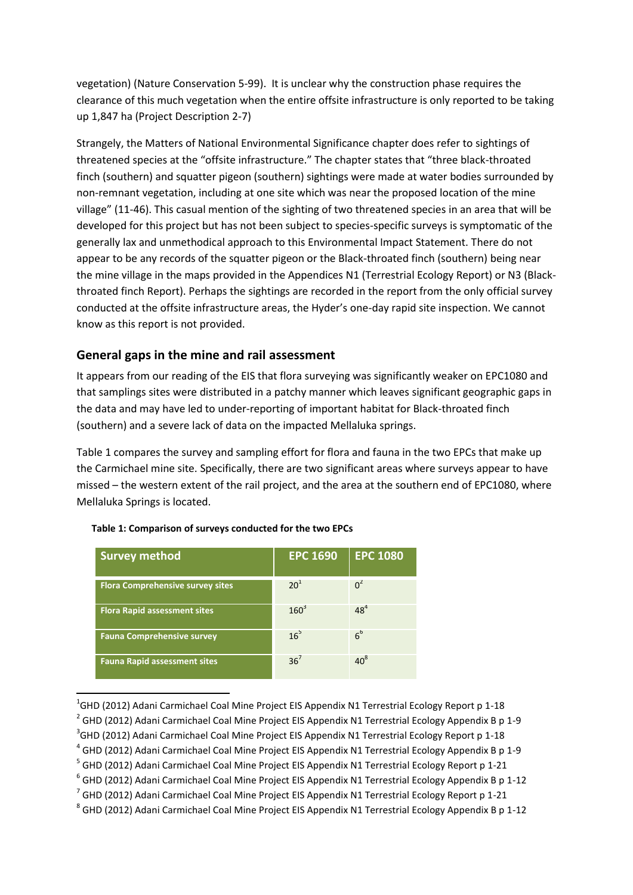vegetation) (Nature Conservation 5-99). It is unclear why the construction phase requires the clearance of this much vegetation when the entire offsite infrastructure is only reported to be taking up 1,847 ha (Project Description 2-7)

Strangely, the Matters of National Environmental Significance chapter does refer to sightings of threatened species at the "offsite infrastructure." The chapter states that "three black-throated finch (southern) and squatter pigeon (southern) sightings were made at water bodies surrounded by non-remnant vegetation, including at one site which was near the proposed location of the mine village" (11-46). This casual mention of the sighting of two threatened species in an area that will be developed for this project but has not been subject to species-specific surveys is symptomatic of the generally lax and unmethodical approach to this Environmental Impact Statement. There do not appear to be any records of the squatter pigeon or the Black-throated finch (southern) being near the mine village in the maps provided in the Appendices N1 (Terrestrial Ecology Report) or N3 (Black-throated finch Report). Perhaps the sightings are recorded in the report from the only official survey conducted at the offsite infrastructure areas, the Hyder's one-day rapid site inspection. We cannot know as this report is not provided.

## General gaps in the mine and rail assessment

It appears from our reading of the EIS that flora surveying was significantly weaker on EPC1080 and that samplings sites were distributed in a patchy manner which leaves significant geographic gaps in the data and may have led to under-reporting of important habitat for Black-throated finch (southern) and a severe lack of data on the impacted Mellaluka springs.

Table 1 compares the survey and sampling effort for flora and fauna in the two EPCs that make up the Carmichael mine site. Specifically, there are two significant areas where surveys appear to have missed – the western extent of the rail project, and the area at the southern end of EPC1080, where Mellaluka Springs is located.

**Table 1: Comparison of surveys conducted for the two EPCs**

| Survey method | EPC 1690 | EPC 1080 |
|---|---|---|
| **Flora Comprehensive survey sites** | 20[1] | 0[2] |
| **Flora Rapid assessment sites** | 160[3] | 48[4] |
| **Fauna Comprehensive survey** | 16[5] | 6[6] |
| **Fauna Rapid assessment sites** | 36[7] | 40[8] |

[1] GHD (2012) Adani Carmichael Coal Mine Project EIS Appendix N1 Terrestrial Ecology Report p 1-18
[2] GHD (2012) Adani Carmichael Coal Mine Project EIS Appendix N1 Terrestrial Ecology Appendix B p 1-9
[3] GHD (2012) Adani Carmichael Coal Mine Project EIS Appendix N1 Terrestrial Ecology Report p 1-18
[4] GHD (2012) Adani Carmichael Coal Mine Project EIS Appendix N1 Terrestrial Ecology Appendix B p 1-9
[5] GHD (2012) Adani Carmichael Coal Mine Project EIS Appendix N1 Terrestrial Ecology Report p 1-21
[6] GHD (2012) Adani Carmichael Coal Mine Project EIS Appendix N1 Terrestrial Ecology Appendix B p 1-12
[7] GHD (2012) Adani Carmichael Coal Mine Project EIS Appendix N1 Terrestrial Ecology Report p 1-21
[8] GHD (2012) Adani Carmichael Coal Mine Project EIS Appendix N1 Terrestrial Ecology Appendix B p 1-12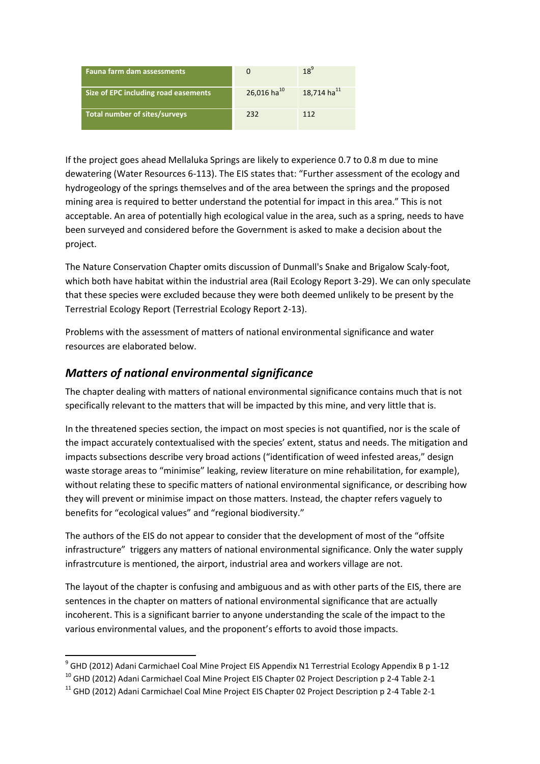| | | |
|---|---|---|
| **Fauna farm dam assessments** | 0 | 18[9] |
| **Size of EPC including road easements** | 26,016 ha[10] | 18,714 ha[11] |
| **Total number of sites/surveys** | 232 | 112 |

If the project goes ahead Mellaluka Springs are likely to experience 0.7 to 0.8 m due to mine dewatering (Water Resources 6-113). The EIS states that: "Further assessment of the ecology and hydrogeology of the springs themselves and of the area between the springs and the proposed mining area is required to better understand the potential for impact in this area." This is not acceptable. An area of potentially high ecological value in the area, such as a spring, needs to have been surveyed and considered before the Government is asked to make a decision about the project.

The Nature Conservation Chapter omits discussion of Dunmall's Snake and Brigalow Scaly-foot, which both have habitat within the industrial area (Rail Ecology Report 3-29). We can only speculate that these species were excluded because they were both deemed unlikely to be present by the Terrestrial Ecology Report (Terrestrial Ecology Report 2-13).

Problems with the assessment of matters of national environmental significance and water resources are elaborated below.

## *Matters of national environmental significance*

The chapter dealing with matters of national environmental significance contains much that is not specifically relevant to the matters that will be impacted by this mine, and very little that is.

In the threatened species section, the impact on most species is not quantified, nor is the scale of the impact accurately contextualised with the species' extent, status and needs. The mitigation and impacts subsections describe very broad actions ("identification of weed infested areas," design waste storage areas to "minimise" leaking, review literature on mine rehabilitation, for example), without relating these to specific matters of national environmental significance, or describing how they will prevent or minimise impact on those matters. Instead, the chapter refers vaguely to benefits for "ecological values" and "regional biodiversity."

The authors of the EIS do not appear to consider that the development of most of the "offsite infrastructure" triggers any matters of national environmental significance. Only the water supply infrastrcuture is mentioned, the airport, industrial area and workers village are not.

The layout of the chapter is confusing and ambiguous and as with other parts of the EIS, there are sentences in the chapter on matters of national environmental significance that are actually incoherent. This is a significant barrier to anyone understanding the scale of the impact to the various environmental values, and the proponent's efforts to avoid those impacts.

---

[9] GHD (2012) Adani Carmichael Coal Mine Project EIS Appendix N1 Terrestrial Ecology Appendix B p 1-12

[10] GHD (2012) Adani Carmichael Coal Mine Project EIS Chapter 02 Project Description p 2-4 Table 2-1

[11] GHD (2012) Adani Carmichael Coal Mine Project EIS Chapter 02 Project Description p 2-4 Table 2-1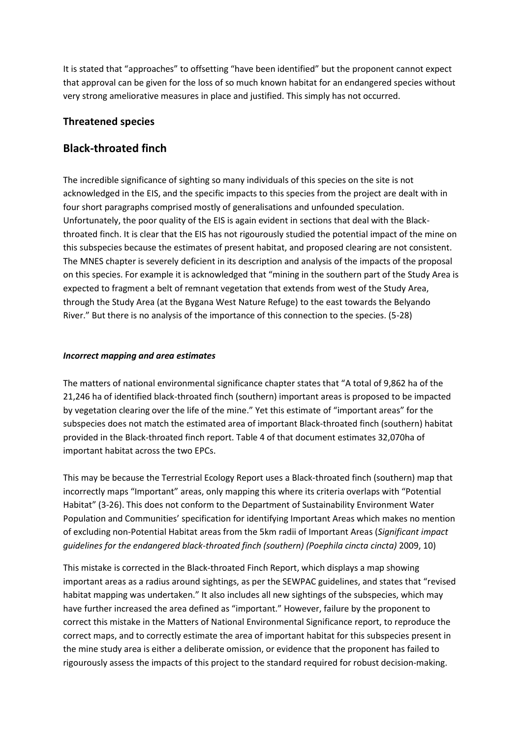It is stated that "approaches" to offsetting "have been identified" but the proponent cannot expect that approval can be given for the loss of so much known habitat for an endangered species without very strong ameliorative measures in place and justified. This simply has not occurred.

### Threatened species

## Black-throated finch

The incredible significance of sighting so many individuals of this species on the site is not acknowledged in the EIS, and the specific impacts to this species from the project are dealt with in four short paragraphs comprised mostly of generalisations and unfounded speculation. Unfortunately, the poor quality of the EIS is again evident in sections that deal with the Black-throated finch. It is clear that the EIS has not rigourously studied the potential impact of the mine on this subspecies because the estimates of present habitat, and proposed clearing are not consistent. The MNES chapter is severely deficient in its description and analysis of the impacts of the proposal on this species. For example it is acknowledged that "mining in the southern part of the Study Area is expected to fragment a belt of remnant vegetation that extends from west of the Study Area, through the Study Area (at the Bygana West Nature Refuge) to the east towards the Belyando River." But there is no analysis of the importance of this connection to the species. (5-28)

***Incorrect mapping and area estimates***

The matters of national environmental significance chapter states that "A total of 9,862 ha of the 21,246 ha of identified black-throated finch (southern) important areas is proposed to be impacted by vegetation clearing over the life of the mine." Yet this estimate of "important areas" for the subspecies does not match the estimated area of important Black-throated finch (southern) habitat provided in the Black-throated finch report. Table 4 of that document estimates 32,070ha of important habitat across the two EPCs.

This may be because the Terrestrial Ecology Report uses a Black-throated finch (southern) map that incorrectly maps "Important" areas, only mapping this where its criteria overlaps with "Potential Habitat" (3-26). This does not conform to the Department of Sustainability Environment Water Population and Communities' specification for identifying Important Areas which makes no mention of excluding non-Potential Habitat areas from the 5km radii of Important Areas (*Significant impact guidelines for the endangered black-throated finch (southern) (Poephila cincta cincta)* 2009, 10)

This mistake is corrected in the Black-throated Finch Report, which displays a map showing important areas as a radius around sightings, as per the SEWPAC guidelines, and states that "revised habitat mapping was undertaken." It also includes all new sightings of the subspecies, which may have further increased the area defined as "important." However, failure by the proponent to correct this mistake in the Matters of National Environmental Significance report, to reproduce the correct maps, and to correctly estimate the area of important habitat for this subspecies present in the mine study area is either a deliberate omission, or evidence that the proponent has failed to rigourously assess the impacts of this project to the standard required for robust decision-making.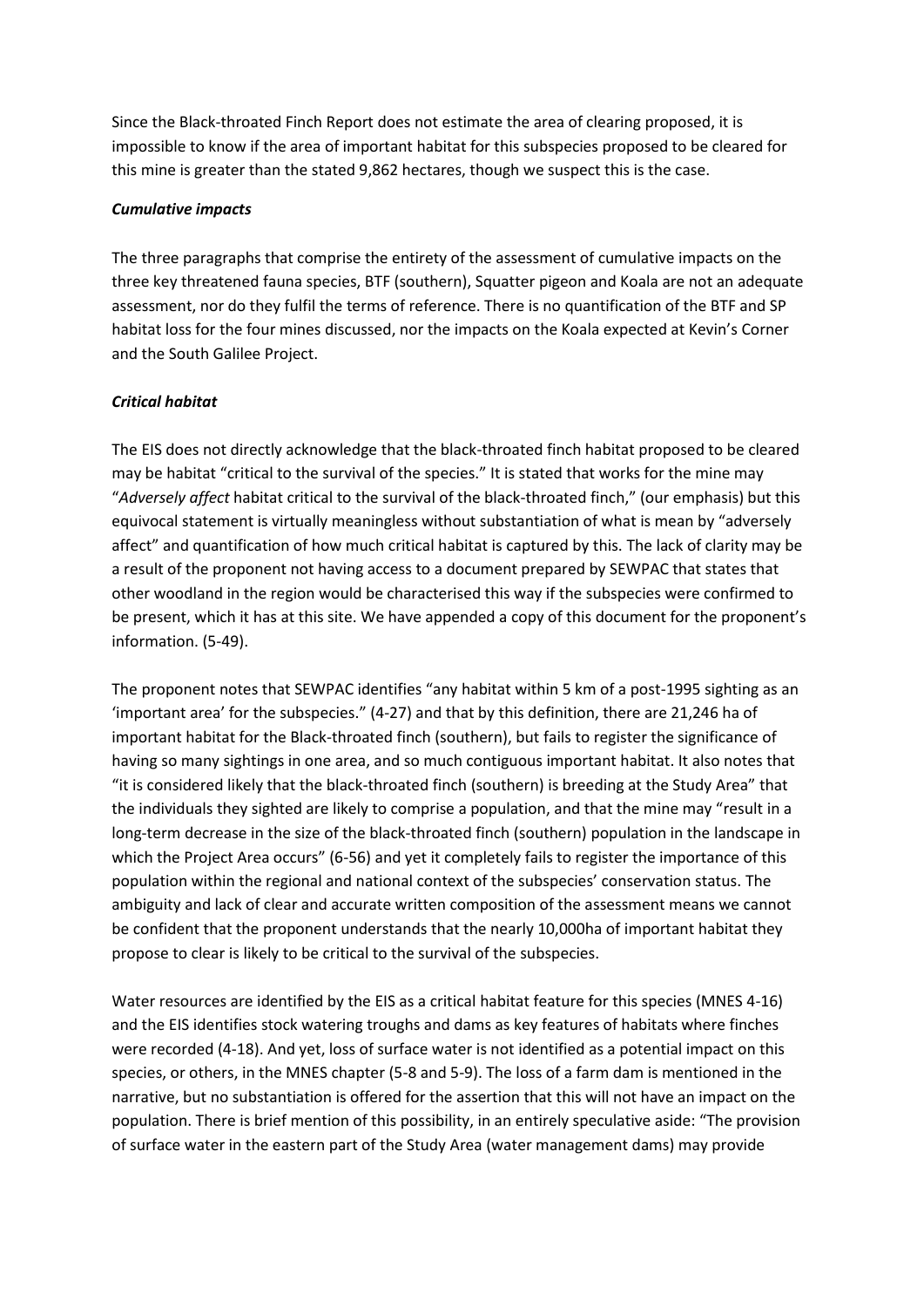Since the Black-throated Finch Report does not estimate the area of clearing proposed, it is impossible to know if the area of important habitat for this subspecies proposed to be cleared for this mine is greater than the stated 9,862 hectares, though we suspect this is the case.

***Cumulative impacts***

The three paragraphs that comprise the entirety of the assessment of cumulative impacts on the three key threatened fauna species, BTF (southern), Squatter pigeon and Koala are not an adequate assessment, nor do they fulfil the terms of reference. There is no quantification of the BTF and SP habitat loss for the four mines discussed, nor the impacts on the Koala expected at Kevin's Corner and the South Galilee Project.

***Critical habitat***

The EIS does not directly acknowledge that the black-throated finch habitat proposed to be cleared may be habitat "critical to the survival of the species." It is stated that works for the mine may "*Adversely affect* habitat critical to the survival of the black-throated finch," (our emphasis) but this equivocal statement is virtually meaningless without substantiation of what is mean by "adversely affect" and quantification of how much critical habitat is captured by this. The lack of clarity may be a result of the proponent not having access to a document prepared by SEWPAC that states that other woodland in the region would be characterised this way if the subspecies were confirmed to be present, which it has at this site. We have appended a copy of this document for the proponent's information. (5-49).

The proponent notes that SEWPAC identifies "any habitat within 5 km of a post-1995 sighting as an 'important area' for the subspecies." (4-27) and that by this definition, there are 21,246 ha of important habitat for the Black-throated finch (southern), but fails to register the significance of having so many sightings in one area, and so much contiguous important habitat. It also notes that "it is considered likely that the black-throated finch (southern) is breeding at the Study Area" that the individuals they sighted are likely to comprise a population, and that the mine may "result in a long-term decrease in the size of the black-throated finch (southern) population in the landscape in which the Project Area occurs" (6-56) and yet it completely fails to register the importance of this population within the regional and national context of the subspecies' conservation status. The ambiguity and lack of clear and accurate written composition of the assessment means we cannot be confident that the proponent understands that the nearly 10,000ha of important habitat they propose to clear is likely to be critical to the survival of the subspecies.

Water resources are identified by the EIS as a critical habitat feature for this species (MNES 4-16) and the EIS identifies stock watering troughs and dams as key features of habitats where finches were recorded (4-18). And yet, loss of surface water is not identified as a potential impact on this species, or others, in the MNES chapter (5-8 and 5-9). The loss of a farm dam is mentioned in the narrative, but no substantiation is offered for the assertion that this will not have an impact on the population. There is brief mention of this possibility, in an entirely speculative aside: "The provision of surface water in the eastern part of the Study Area (water management dams) may provide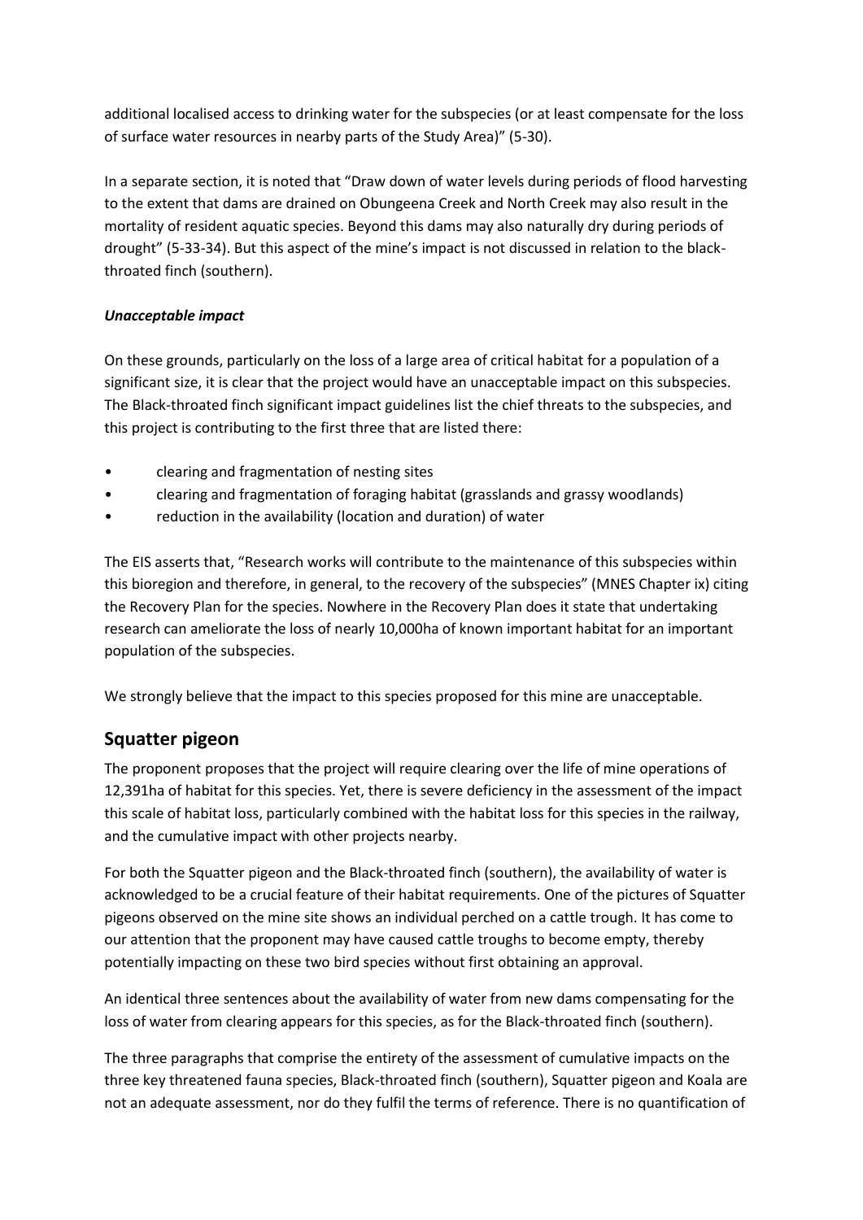additional localised access to drinking water for the subspecies (or at least compensate for the loss of surface water resources in nearby parts of the Study Area)" (5-30).

In a separate section, it is noted that "Draw down of water levels during periods of flood harvesting to the extent that dams are drained on Obungeena Creek and North Creek may also result in the mortality of resident aquatic species. Beyond this dams may also naturally dry during periods of drought" (5-33-34). But this aspect of the mine's impact is not discussed in relation to the black-throated finch (southern).

***Unacceptable impact***

On these grounds, particularly on the loss of a large area of critical habitat for a population of a significant size, it is clear that the project would have an unacceptable impact on this subspecies. The Black-throated finch significant impact guidelines list the chief threats to the subspecies, and this project is contributing to the first three that are listed there:

- clearing and fragmentation of nesting sites
- clearing and fragmentation of foraging habitat (grasslands and grassy woodlands)
- reduction in the availability (location and duration) of water

The EIS asserts that, "Research works will contribute to the maintenance of this subspecies within this bioregion and therefore, in general, to the recovery of the subspecies" (MNES Chapter ix) citing the Recovery Plan for the species. Nowhere in the Recovery Plan does it state that undertaking research can ameliorate the loss of nearly 10,000ha of known important habitat for an important population of the subspecies.

We strongly believe that the impact to this species proposed for this mine are unacceptable.

## Squatter pigeon

The proponent proposes that the project will require clearing over the life of mine operations of 12,391ha of habitat for this species. Yet, there is severe deficiency in the assessment of the impact this scale of habitat loss, particularly combined with the habitat loss for this species in the railway, and the cumulative impact with other projects nearby.

For both the Squatter pigeon and the Black-throated finch (southern), the availability of water is acknowledged to be a crucial feature of their habitat requirements. One of the pictures of Squatter pigeons observed on the mine site shows an individual perched on a cattle trough. It has come to our attention that the proponent may have caused cattle troughs to become empty, thereby potentially impacting on these two bird species without first obtaining an approval.

An identical three sentences about the availability of water from new dams compensating for the loss of water from clearing appears for this species, as for the Black-throated finch (southern).

The three paragraphs that comprise the entirety of the assessment of cumulative impacts on the three key threatened fauna species, Black-throated finch (southern), Squatter pigeon and Koala are not an adequate assessment, nor do they fulfil the terms of reference. There is no quantification of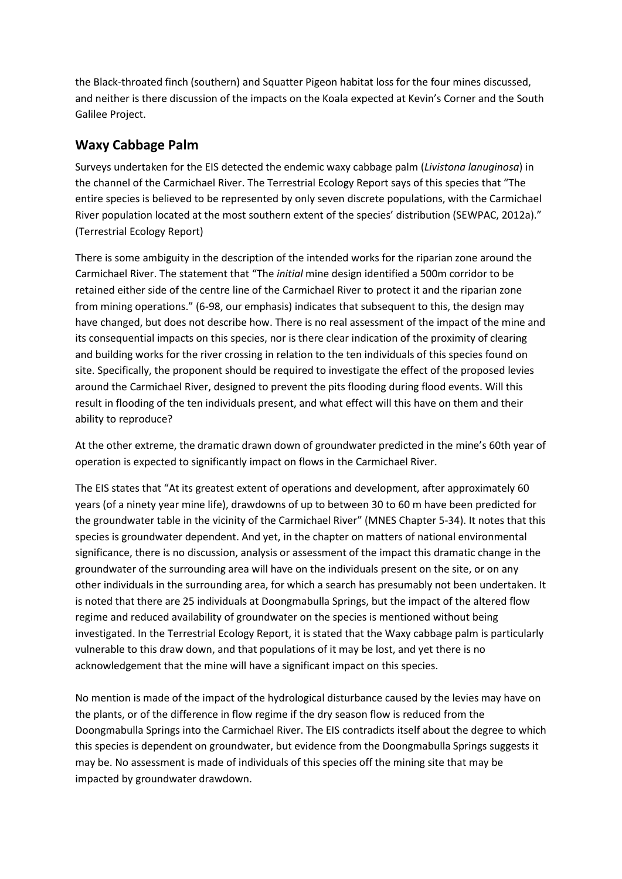the Black-throated finch (southern) and Squatter Pigeon habitat loss for the four mines discussed, and neither is there discussion of the impacts on the Koala expected at Kevin's Corner and the South Galilee Project.

## Waxy Cabbage Palm

Surveys undertaken for the EIS detected the endemic waxy cabbage palm (*Livistona lanuginosa*) in the channel of the Carmichael River. The Terrestrial Ecology Report says of this species that "The entire species is believed to be represented by only seven discrete populations, with the Carmichael River population located at the most southern extent of the species' distribution (SEWPAC, 2012a)." (Terrestrial Ecology Report)

There is some ambiguity in the description of the intended works for the riparian zone around the Carmichael River. The statement that "The *initial* mine design identified a 500m corridor to be retained either side of the centre line of the Carmichael River to protect it and the riparian zone from mining operations." (6-98, our emphasis) indicates that subsequent to this, the design may have changed, but does not describe how. There is no real assessment of the impact of the mine and its consequential impacts on this species, nor is there clear indication of the proximity of clearing and building works for the river crossing in relation to the ten individuals of this species found on site. Specifically, the proponent should be required to investigate the effect of the proposed levies around the Carmichael River, designed to prevent the pits flooding during flood events. Will this result in flooding of the ten individuals present, and what effect will this have on them and their ability to reproduce?

At the other extreme, the dramatic drawn down of groundwater predicted in the mine's 60th year of operation is expected to significantly impact on flows in the Carmichael River.

The EIS states that "At its greatest extent of operations and development, after approximately 60 years (of a ninety year mine life), drawdowns of up to between 30 to 60 m have been predicted for the groundwater table in the vicinity of the Carmichael River" (MNES Chapter 5-34). It notes that this species is groundwater dependent. And yet, in the chapter on matters of national environmental significance, there is no discussion, analysis or assessment of the impact this dramatic change in the groundwater of the surrounding area will have on the individuals present on the site, or on any other individuals in the surrounding area, for which a search has presumably not been undertaken. It is noted that there are 25 individuals at Doongmabulla Springs, but the impact of the altered flow regime and reduced availability of groundwater on the species is mentioned without being investigated. In the Terrestrial Ecology Report, it is stated that the Waxy cabbage palm is particularly vulnerable to this draw down, and that populations of it may be lost, and yet there is no acknowledgement that the mine will have a significant impact on this species.

No mention is made of the impact of the hydrological disturbance caused by the levies may have on the plants, or of the difference in flow regime if the dry season flow is reduced from the Doongmabulla Springs into the Carmichael River. The EIS contradicts itself about the degree to which this species is dependent on groundwater, but evidence from the Doongmabulla Springs suggests it may be. No assessment is made of individuals of this species off the mining site that may be impacted by groundwater drawdown.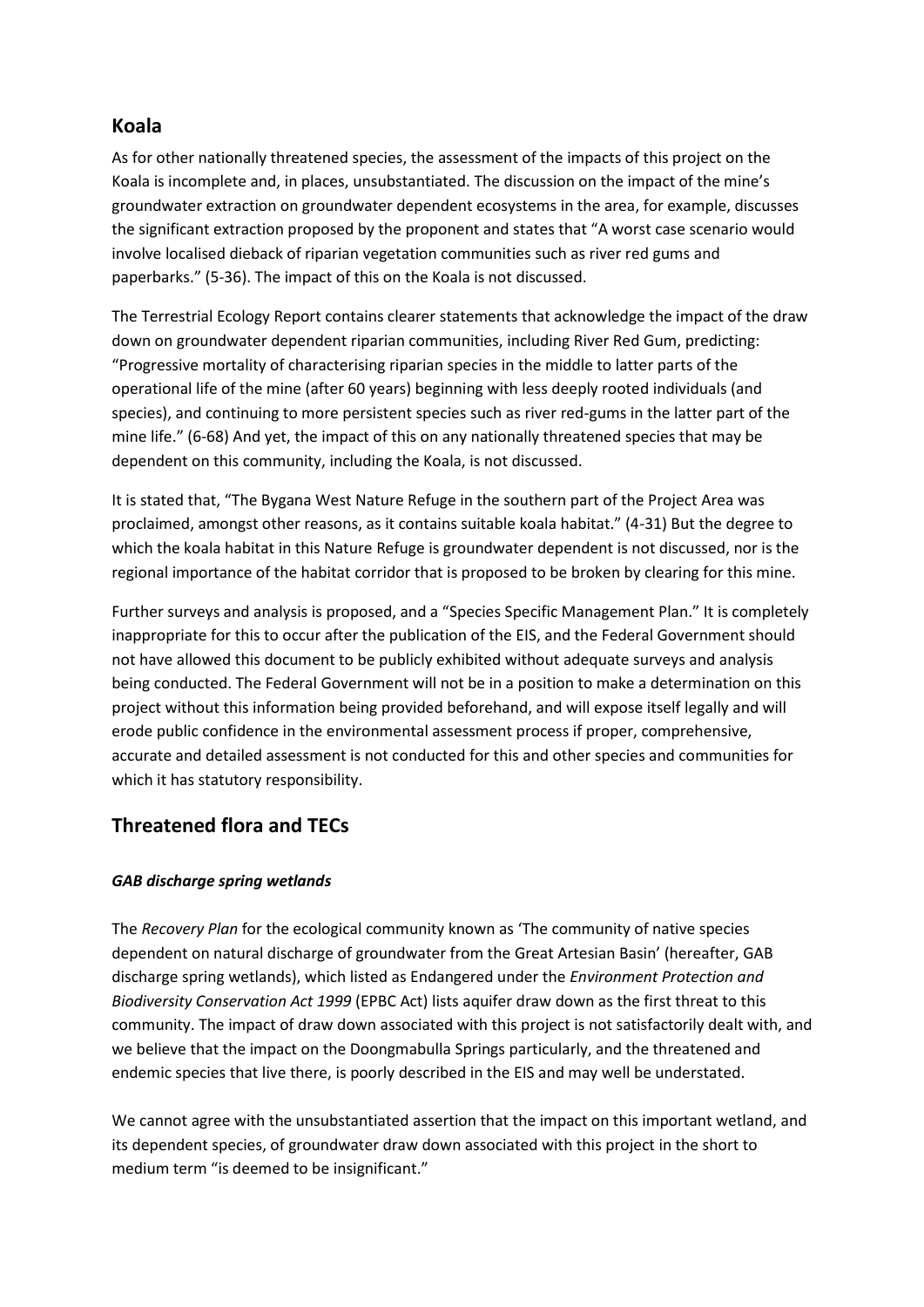## Koala

As for other nationally threatened species, the assessment of the impacts of this project on the Koala is incomplete and, in places, unsubstantiated. The discussion on the impact of the mine's groundwater extraction on groundwater dependent ecosystems in the area, for example, discusses the significant extraction proposed by the proponent and states that "A worst case scenario would involve localised dieback of riparian vegetation communities such as river red gums and paperbarks." (5-36). The impact of this on the Koala is not discussed.

The Terrestrial Ecology Report contains clearer statements that acknowledge the impact of the draw down on groundwater dependent riparian communities, including River Red Gum, predicting: "Progressive mortality of characterising riparian species in the middle to latter parts of the operational life of the mine (after 60 years) beginning with less deeply rooted individuals (and species), and continuing to more persistent species such as river red-gums in the latter part of the mine life." (6-68) And yet, the impact of this on any nationally threatened species that may be dependent on this community, including the Koala, is not discussed.

It is stated that, "The Bygana West Nature Refuge in the southern part of the Project Area was proclaimed, amongst other reasons, as it contains suitable koala habitat." (4-31) But the degree to which the koala habitat in this Nature Refuge is groundwater dependent is not discussed, nor is the regional importance of the habitat corridor that is proposed to be broken by clearing for this mine.

Further surveys and analysis is proposed, and a "Species Specific Management Plan." It is completely inappropriate for this to occur after the publication of the EIS, and the Federal Government should not have allowed this document to be publicly exhibited without adequate surveys and analysis being conducted. The Federal Government will not be in a position to make a determination on this project without this information being provided beforehand, and will expose itself legally and will erode public confidence in the environmental assessment process if proper, comprehensive, accurate and detailed assessment is not conducted for this and other species and communities for which it has statutory responsibility.

## Threatened flora and TECs

### *GAB discharge spring wetlands*

The *Recovery Plan* for the ecological community known as 'The community of native species dependent on natural discharge of groundwater from the Great Artesian Basin' (hereafter, GAB discharge spring wetlands), which listed as Endangered under the *Environment Protection and Biodiversity Conservation Act 1999* (EPBC Act) lists aquifer draw down as the first threat to this community. The impact of draw down associated with this project is not satisfactorily dealt with, and we believe that the impact on the Doongmabulla Springs particularly, and the threatened and endemic species that live there, is poorly described in the EIS and may well be understated.

We cannot agree with the unsubstantiated assertion that the impact on this important wetland, and its dependent species, of groundwater draw down associated with this project in the short to medium term "is deemed to be insignificant."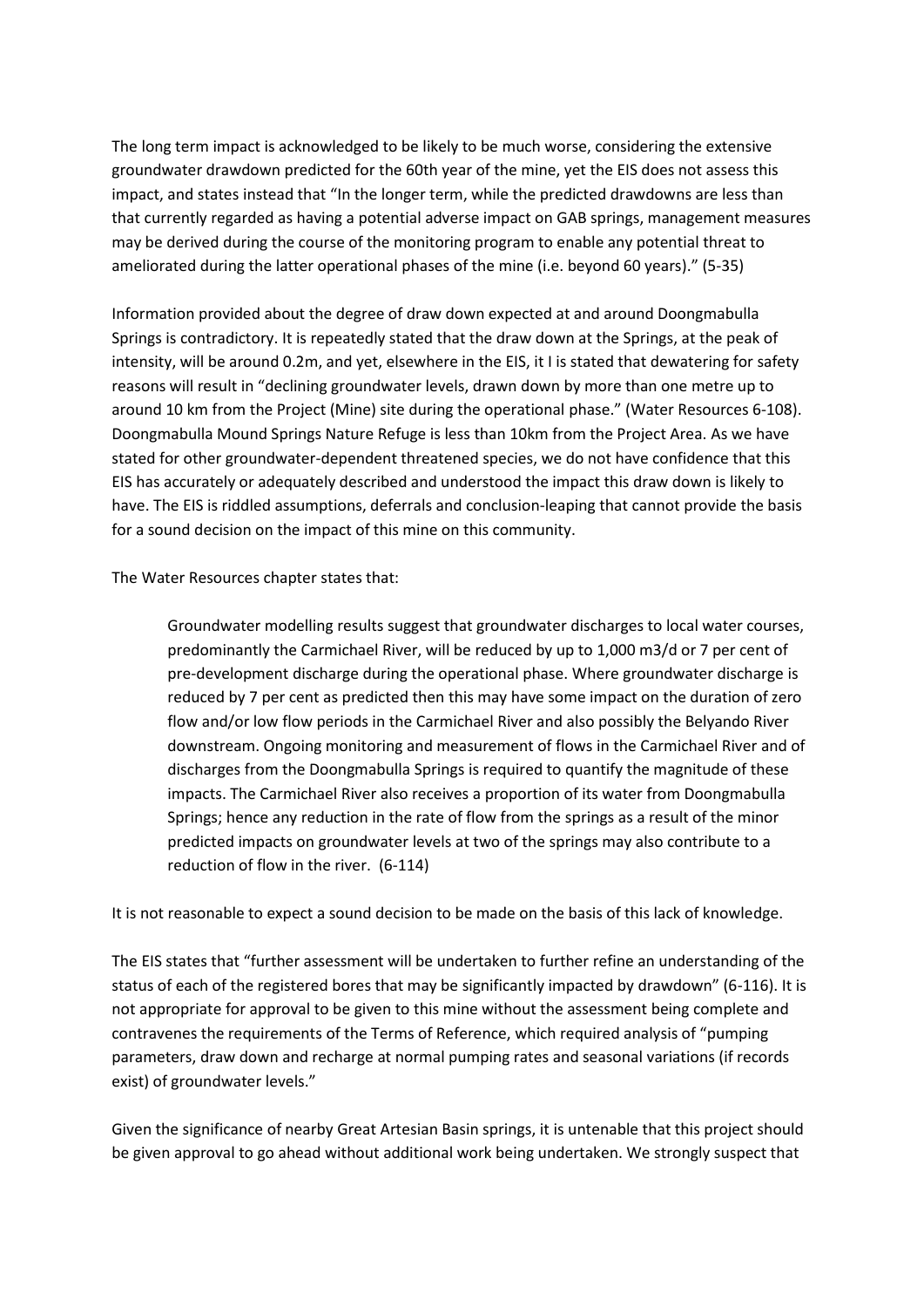The long term impact is acknowledged to be likely to be much worse, considering the extensive groundwater drawdown predicted for the 60th year of the mine, yet the EIS does not assess this impact, and states instead that "In the longer term, while the predicted drawdowns are less than that currently regarded as having a potential adverse impact on GAB springs, management measures may be derived during the course of the monitoring program to enable any potential threat to ameliorated during the latter operational phases of the mine (i.e. beyond 60 years)." (5-35)

Information provided about the degree of draw down expected at and around Doongmabulla Springs is contradictory. It is repeatedly stated that the draw down at the Springs, at the peak of intensity, will be around 0.2m, and yet, elsewhere in the EIS, it I is stated that dewatering for safety reasons will result in "declining groundwater levels, drawn down by more than one metre up to around 10 km from the Project (Mine) site during the operational phase." (Water Resources 6-108). Doongmabulla Mound Springs Nature Refuge is less than 10km from the Project Area. As we have stated for other groundwater-dependent threatened species, we do not have confidence that this EIS has accurately or adequately described and understood the impact this draw down is likely to have. The EIS is riddled assumptions, deferrals and conclusion-leaping that cannot provide the basis for a sound decision on the impact of this mine on this community.

The Water Resources chapter states that:

> Groundwater modelling results suggest that groundwater discharges to local water courses, predominantly the Carmichael River, will be reduced by up to 1,000 m3/d or 7 per cent of pre-development discharge during the operational phase. Where groundwater discharge is reduced by 7 per cent as predicted then this may have some impact on the duration of zero flow and/or low flow periods in the Carmichael River and also possibly the Belyando River downstream. Ongoing monitoring and measurement of flows in the Carmichael River and of discharges from the Doongmabulla Springs is required to quantify the magnitude of these impacts. The Carmichael River also receives a proportion of its water from Doongmabulla Springs; hence any reduction in the rate of flow from the springs as a result of the minor predicted impacts on groundwater levels at two of the springs may also contribute to a reduction of flow in the river. (6-114)

It is not reasonable to expect a sound decision to be made on the basis of this lack of knowledge.

The EIS states that "further assessment will be undertaken to further refine an understanding of the status of each of the registered bores that may be significantly impacted by drawdown" (6-116). It is not appropriate for approval to be given to this mine without the assessment being complete and contravenes the requirements of the Terms of Reference, which required analysis of "pumping parameters, draw down and recharge at normal pumping rates and seasonal variations (if records exist) of groundwater levels."

Given the significance of nearby Great Artesian Basin springs, it is untenable that this project should be given approval to go ahead without additional work being undertaken. We strongly suspect that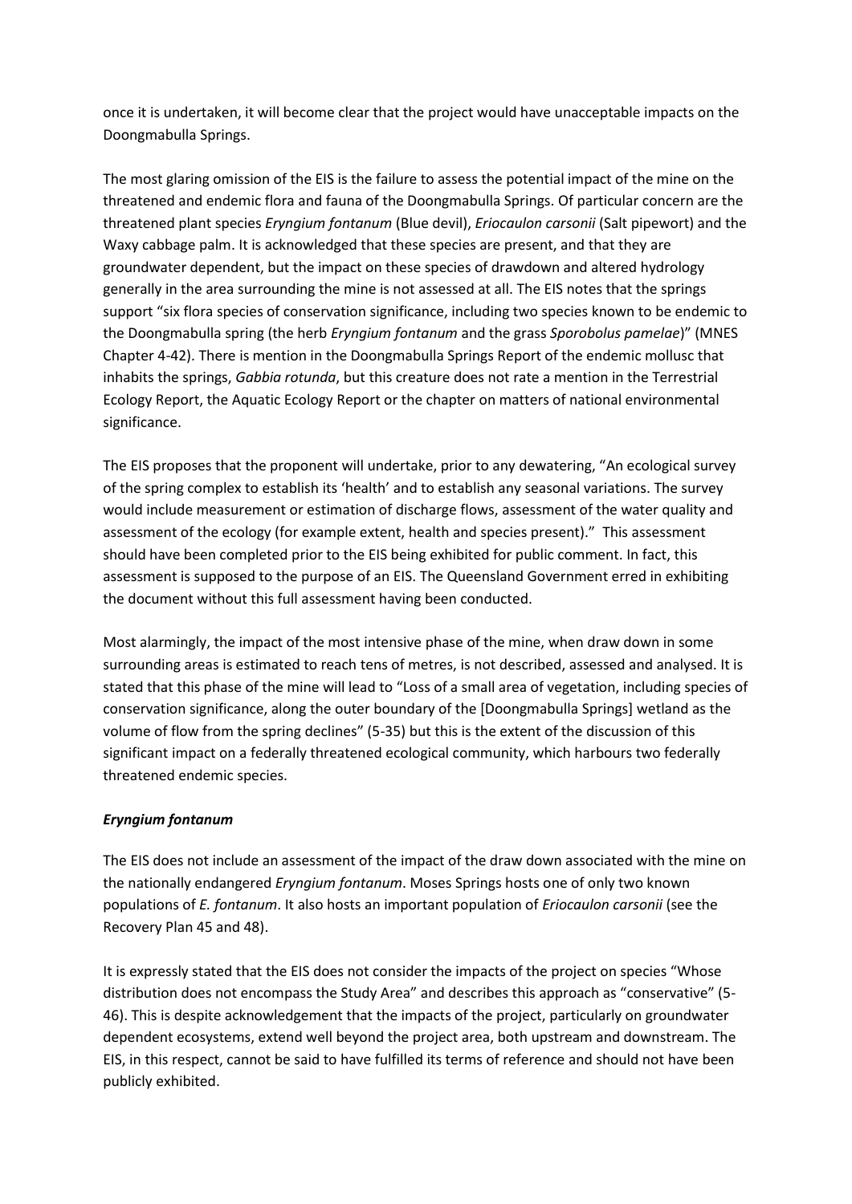once it is undertaken, it will become clear that the project would have unacceptable impacts on the Doongmabulla Springs.

The most glaring omission of the EIS is the failure to assess the potential impact of the mine on the threatened and endemic flora and fauna of the Doongmabulla Springs. Of particular concern are the threatened plant species *Eryngium fontanum* (Blue devil), *Eriocaulon carsonii* (Salt pipewort) and the Waxy cabbage palm. It is acknowledged that these species are present, and that they are groundwater dependent, but the impact on these species of drawdown and altered hydrology generally in the area surrounding the mine is not assessed at all. The EIS notes that the springs support "six flora species of conservation significance, including two species known to be endemic to the Doongmabulla spring (the herb *Eryngium fontanum* and the grass *Sporobolus pamelae*)" (MNES Chapter 4-42). There is mention in the Doongmabulla Springs Report of the endemic mollusc that inhabits the springs, *Gabbia rotunda*, but this creature does not rate a mention in the Terrestrial Ecology Report, the Aquatic Ecology Report or the chapter on matters of national environmental significance.

The EIS proposes that the proponent will undertake, prior to any dewatering, "An ecological survey of the spring complex to establish its 'health' and to establish any seasonal variations. The survey would include measurement or estimation of discharge flows, assessment of the water quality and assessment of the ecology (for example extent, health and species present)." This assessment should have been completed prior to the EIS being exhibited for public comment. In fact, this assessment is supposed to the purpose of an EIS. The Queensland Government erred in exhibiting the document without this full assessment having been conducted.

Most alarmingly, the impact of the most intensive phase of the mine, when draw down in some surrounding areas is estimated to reach tens of metres, is not described, assessed and analysed. It is stated that this phase of the mine will lead to "Loss of a small area of vegetation, including species of conservation significance, along the outer boundary of the [Doongmabulla Springs] wetland as the volume of flow from the spring declines" (5-35) but this is the extent of the discussion of this significant impact on a federally threatened ecological community, which harbours two federally threatened endemic species.

### *Eryngium fontanum*

The EIS does not include an assessment of the impact of the draw down associated with the mine on the nationally endangered *Eryngium fontanum*. Moses Springs hosts one of only two known populations of *E. fontanum*. It also hosts an important population of *Eriocaulon carsonii* (see the Recovery Plan 45 and 48).

It is expressly stated that the EIS does not consider the impacts of the project on species "Whose distribution does not encompass the Study Area" and describes this approach as "conservative" (5-46). This is despite acknowledgement that the impacts of the project, particularly on groundwater dependent ecosystems, extend well beyond the project area, both upstream and downstream. The EIS, in this respect, cannot be said to have fulfilled its terms of reference and should not have been publicly exhibited.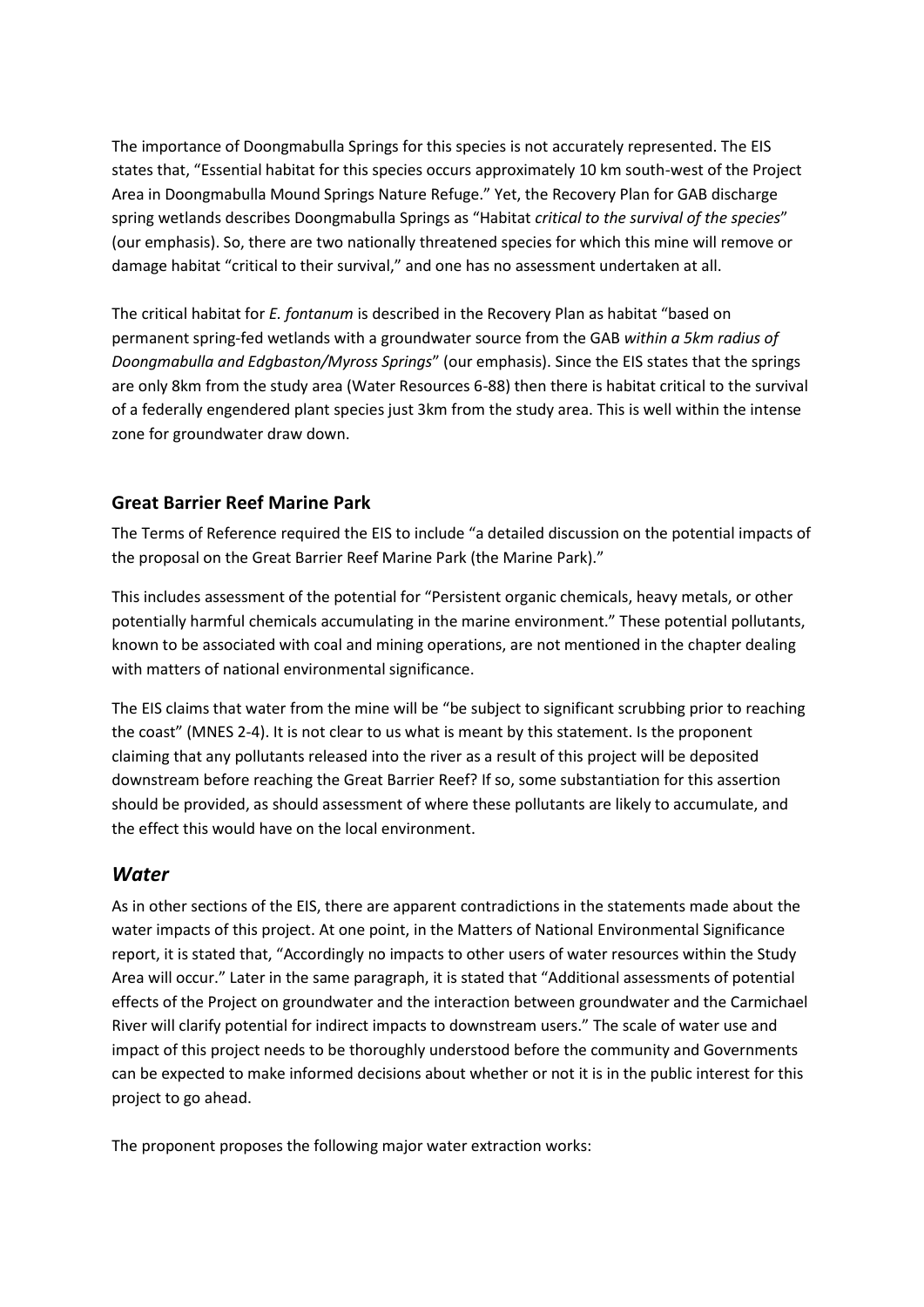The importance of Doongmabulla Springs for this species is not accurately represented. The EIS states that, "Essential habitat for this species occurs approximately 10 km south-west of the Project Area in Doongmabulla Mound Springs Nature Refuge." Yet, the Recovery Plan for GAB discharge spring wetlands describes Doongmabulla Springs as "Habitat *critical to the survival of the species*" (our emphasis). So, there are two nationally threatened species for which this mine will remove or damage habitat "critical to their survival," and one has no assessment undertaken at all.

The critical habitat for *E. fontanum* is described in the Recovery Plan as habitat "based on permanent spring-fed wetlands with a groundwater source from the GAB *within a 5km radius of Doongmabulla and Edgbaston/Myross Springs*" (our emphasis). Since the EIS states that the springs are only 8km from the study area (Water Resources 6-88) then there is habitat critical to the survival of a federally engendered plant species just 3km from the study area. This is well within the intense zone for groundwater draw down.

### Great Barrier Reef Marine Park

The Terms of Reference required the EIS to include "a detailed discussion on the potential impacts of the proposal on the Great Barrier Reef Marine Park (the Marine Park)."

This includes assessment of the potential for "Persistent organic chemicals, heavy metals, or other potentially harmful chemicals accumulating in the marine environment." These potential pollutants, known to be associated with coal and mining operations, are not mentioned in the chapter dealing with matters of national environmental significance.

The EIS claims that water from the mine will "be subject to significant scrubbing prior to reaching the coast" (MNES 2-4). It is not clear to us what is meant by this statement. Is the proponent claiming that any pollutants released into the river as a result of this project will be deposited downstream before reaching the Great Barrier Reef? If so, some substantiation for this assertion should be provided, as should assessment of where these pollutants are likely to accumulate, and the effect this would have on the local environment.

## *Water*

As in other sections of the EIS, there are apparent contradictions in the statements made about the water impacts of this project. At one point, in the Matters of National Environmental Significance report, it is stated that, "Accordingly no impacts to other users of water resources within the Study Area will occur." Later in the same paragraph, it is stated that "Additional assessments of potential effects of the Project on groundwater and the interaction between groundwater and the Carmichael River will clarify potential for indirect impacts to downstream users." The scale of water use and impact of this project needs to be thoroughly understood before the community and Governments can be expected to make informed decisions about whether or not it is in the public interest for this project to go ahead.

The proponent proposes the following major water extraction works: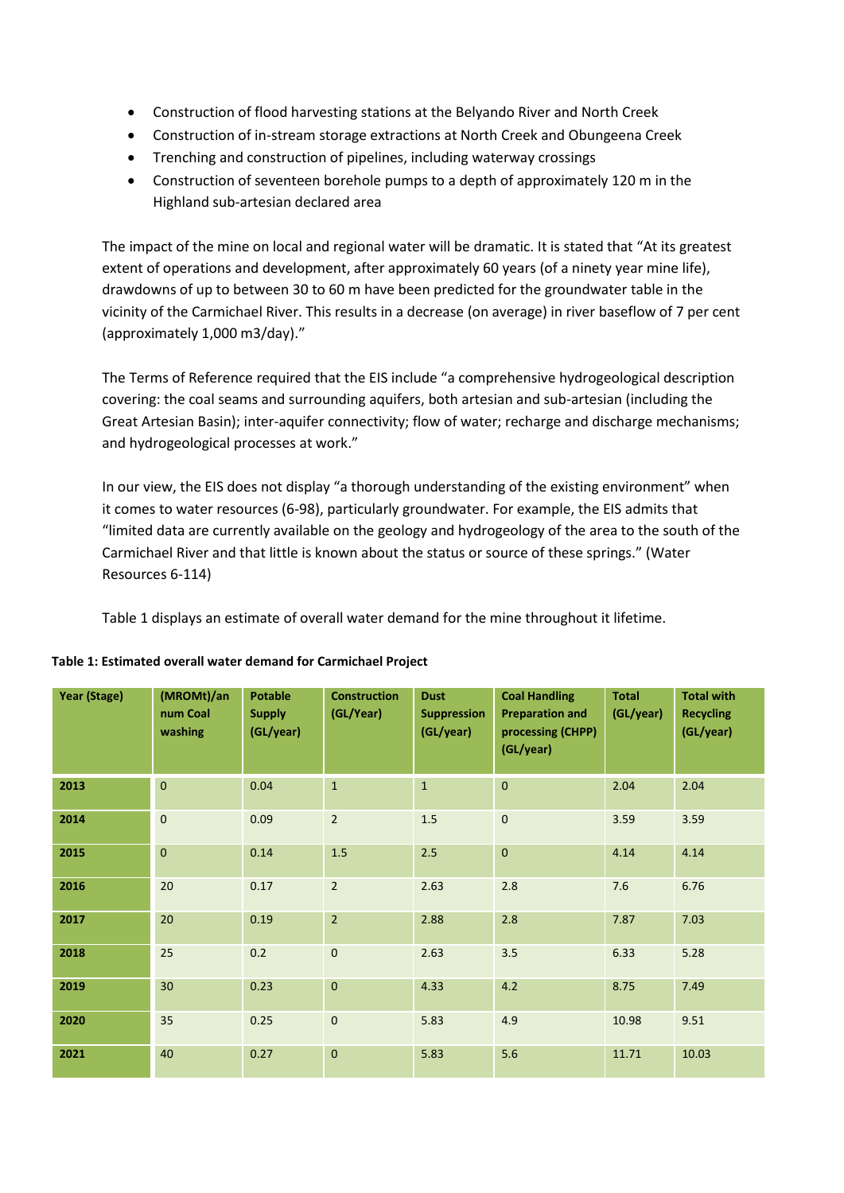- Construction of flood harvesting stations at the Belyando River and North Creek
- Construction of in-stream storage extractions at North Creek and Obungeena Creek
- Trenching and construction of pipelines, including waterway crossings
- Construction of seventeen borehole pumps to a depth of approximately 120 m in the Highland sub-artesian declared area

The impact of the mine on local and regional water will be dramatic. It is stated that "At its greatest extent of operations and development, after approximately 60 years (of a ninety year mine life), drawdowns of up to between 30 to 60 m have been predicted for the groundwater table in the vicinity of the Carmichael River. This results in a decrease (on average) in river baseflow of 7 per cent (approximately 1,000 m3/day)."

The Terms of Reference required that the EIS include "a comprehensive hydrogeological description covering: the coal seams and surrounding aquifers, both artesian and sub-artesian (including the Great Artesian Basin); inter-aquifer connectivity; flow of water; recharge and discharge mechanisms; and hydrogeological processes at work."

In our view, the EIS does not display "a thorough understanding of the existing environment" when it comes to water resources (6-98), particularly groundwater. For example, the EIS admits that "limited data are currently available on the geology and hydrogeology of the area to the south of the Carmichael River and that little is known about the status or source of these springs." (Water Resources 6-114)

Table 1 displays an estimate of overall water demand for the mine throughout it lifetime.

**Table 1: Estimated overall water demand for Carmichael Project**

| Year (Stage) | (MROMt)/annum Coal washing | Potable Supply (GL/year) | Construction (GL/Year) | Dust Suppression (GL/year) | Coal Handling Preparation and processing (CHPP) (GL/year) | Total (GL/year) | Total with Recycling (GL/year) |
|---|---|---|---|---|---|---|---|
| **2013** | 0 | 0.04 | 1 | 1 | 0 | 2.04 | 2.04 |
| **2014** | 0 | 0.09 | 2 | 1.5 | 0 | 3.59 | 3.59 |
| **2015** | 0 | 0.14 | 1.5 | 2.5 | 0 | 4.14 | 4.14 |
| **2016** | 20 | 0.17 | 2 | 2.63 | 2.8 | 7.6 | 6.76 |
| **2017** | 20 | 0.19 | 2 | 2.88 | 2.8 | 7.87 | 7.03 |
| **2018** | 25 | 0.2 | 0 | 2.63 | 3.5 | 6.33 | 5.28 |
| **2019** | 30 | 0.23 | 0 | 4.33 | 4.2 | 8.75 | 7.49 |
| **2020** | 35 | 0.25 | 0 | 5.83 | 4.9 | 10.98 | 9.51 |
| **2021** | 40 | 0.27 | 0 | 5.83 | 5.6 | 11.71 | 10.03 |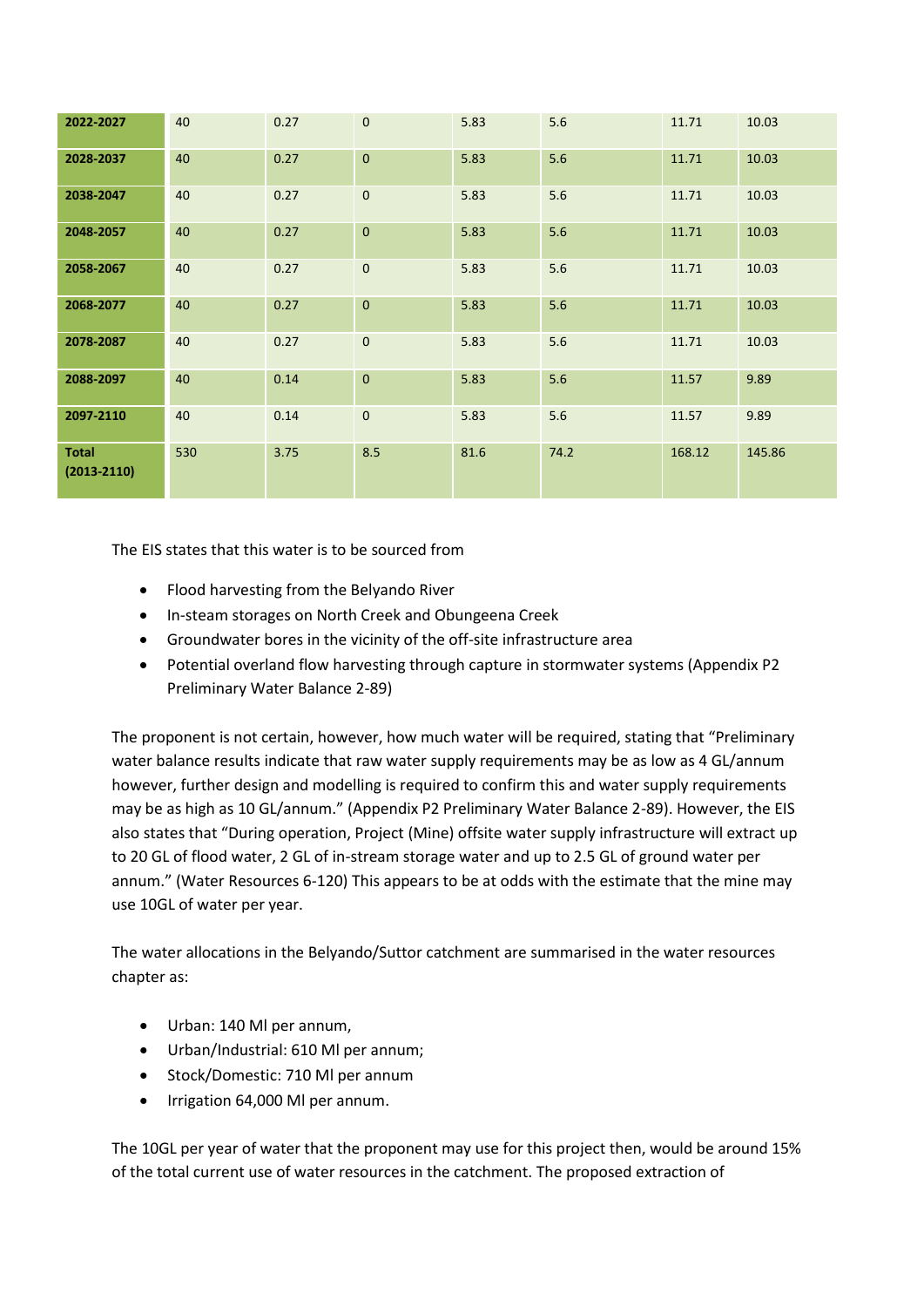| | | | | | | | |
|---|---|---|---|---|---|---|---|
| **2022-2027** | 40 | 0.27 | 0 | 5.83 | 5.6 | 11.71 | 10.03 |
| **2028-2037** | 40 | 0.27 | 0 | 5.83 | 5.6 | 11.71 | 10.03 |
| **2038-2047** | 40 | 0.27 | 0 | 5.83 | 5.6 | 11.71 | 10.03 |
| **2048-2057** | 40 | 0.27 | 0 | 5.83 | 5.6 | 11.71 | 10.03 |
| **2058-2067** | 40 | 0.27 | 0 | 5.83 | 5.6 | 11.71 | 10.03 |
| **2068-2077** | 40 | 0.27 | 0 | 5.83 | 5.6 | 11.71 | 10.03 |
| **2078-2087** | 40 | 0.27 | 0 | 5.83 | 5.6 | 11.71 | 10.03 |
| **2088-2097** | 40 | 0.14 | 0 | 5.83 | 5.6 | 11.57 | 9.89 |
| **2097-2110** | 40 | 0.14 | 0 | 5.83 | 5.6 | 11.57 | 9.89 |
| **Total (2013-2110)** | 530 | 3.75 | 8.5 | 81.6 | 74.2 | 168.12 | 145.86 |

The EIS states that this water is to be sourced from

- Flood harvesting from the Belyando River
- In-steam storages on North Creek and Obungeena Creek
- Groundwater bores in the vicinity of the off-site infrastructure area
- Potential overland flow harvesting through capture in stormwater systems (Appendix P2 Preliminary Water Balance 2-89)

The proponent is not certain, however, how much water will be required, stating that "Preliminary water balance results indicate that raw water supply requirements may be as low as 4 GL/annum however, further design and modelling is required to confirm this and water supply requirements may be as high as 10 GL/annum." (Appendix P2 Preliminary Water Balance 2-89). However, the EIS also states that "During operation, Project (Mine) offsite water supply infrastructure will extract up to 20 GL of flood water, 2 GL of in-stream storage water and up to 2.5 GL of ground water per annum." (Water Resources 6-120) This appears to be at odds with the estimate that the mine may use 10GL of water per year.

The water allocations in the Belyando/Suttor catchment are summarised in the water resources chapter as:

- Urban: 140 Ml per annum,
- Urban/Industrial: 610 Ml per annum;
- Stock/Domestic: 710 Ml per annum
- Irrigation 64,000 Ml per annum.

The 10GL per year of water that the proponent may use for this project then, would be around 15% of the total current use of water resources in the catchment. The proposed extraction of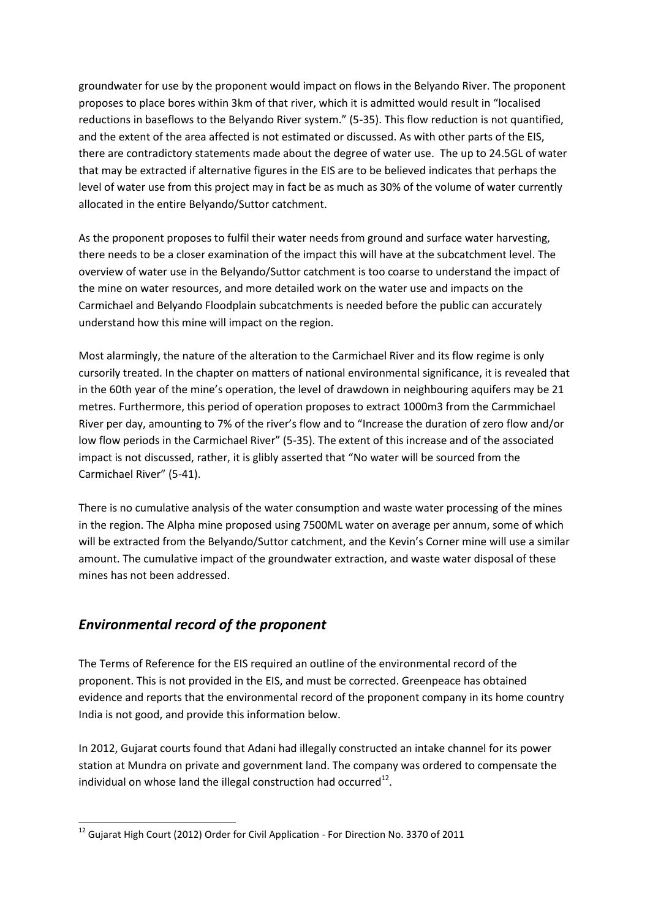groundwater for use by the proponent would impact on flows in the Belyando River. The proponent proposes to place bores within 3km of that river, which it is admitted would result in "localised reductions in baseflows to the Belyando River system." (5-35). This flow reduction is not quantified, and the extent of the area affected is not estimated or discussed. As with other parts of the EIS, there are contradictory statements made about the degree of water use. The up to 24.5GL of water that may be extracted if alternative figures in the EIS are to be believed indicates that perhaps the level of water use from this project may in fact be as much as 30% of the volume of water currently allocated in the entire Belyando/Suttor catchment.

As the proponent proposes to fulfil their water needs from ground and surface water harvesting, there needs to be a closer examination of the impact this will have at the subcatchment level. The overview of water use in the Belyando/Suttor catchment is too coarse to understand the impact of the mine on water resources, and more detailed work on the water use and impacts on the Carmichael and Belyando Floodplain subcatchments is needed before the public can accurately understand how this mine will impact on the region.

Most alarmingly, the nature of the alteration to the Carmichael River and its flow regime is only cursorily treated. In the chapter on matters of national environmental significance, it is revealed that in the 60th year of the mine's operation, the level of drawdown in neighbouring aquifers may be 21 metres. Furthermore, this period of operation proposes to extract 1000m3 from the Carmmichael River per day, amounting to 7% of the river's flow and to "Increase the duration of zero flow and/or low flow periods in the Carmichael River" (5-35). The extent of this increase and of the associated impact is not discussed, rather, it is glibly asserted that "No water will be sourced from the Carmichael River" (5-41).

There is no cumulative analysis of the water consumption and waste water processing of the mines in the region. The Alpha mine proposed using 7500ML water on average per annum, some of which will be extracted from the Belyando/Suttor catchment, and the Kevin's Corner mine will use a similar amount. The cumulative impact of the groundwater extraction, and waste water disposal of these mines has not been addressed.

## *Environmental record of the proponent*

The Terms of Reference for the EIS required an outline of the environmental record of the proponent. This is not provided in the EIS, and must be corrected. Greenpeace has obtained evidence and reports that the environmental record of the proponent company in its home country India is not good, and provide this information below.

In 2012, Gujarat courts found that Adani had illegally constructed an intake channel for its power station at Mundra on private and government land. The company was ordered to compensate the individual on whose land the illegal construction had occurred[12].

[12] Gujarat High Court (2012) Order for Civil Application - For Direction No. 3370 of 2011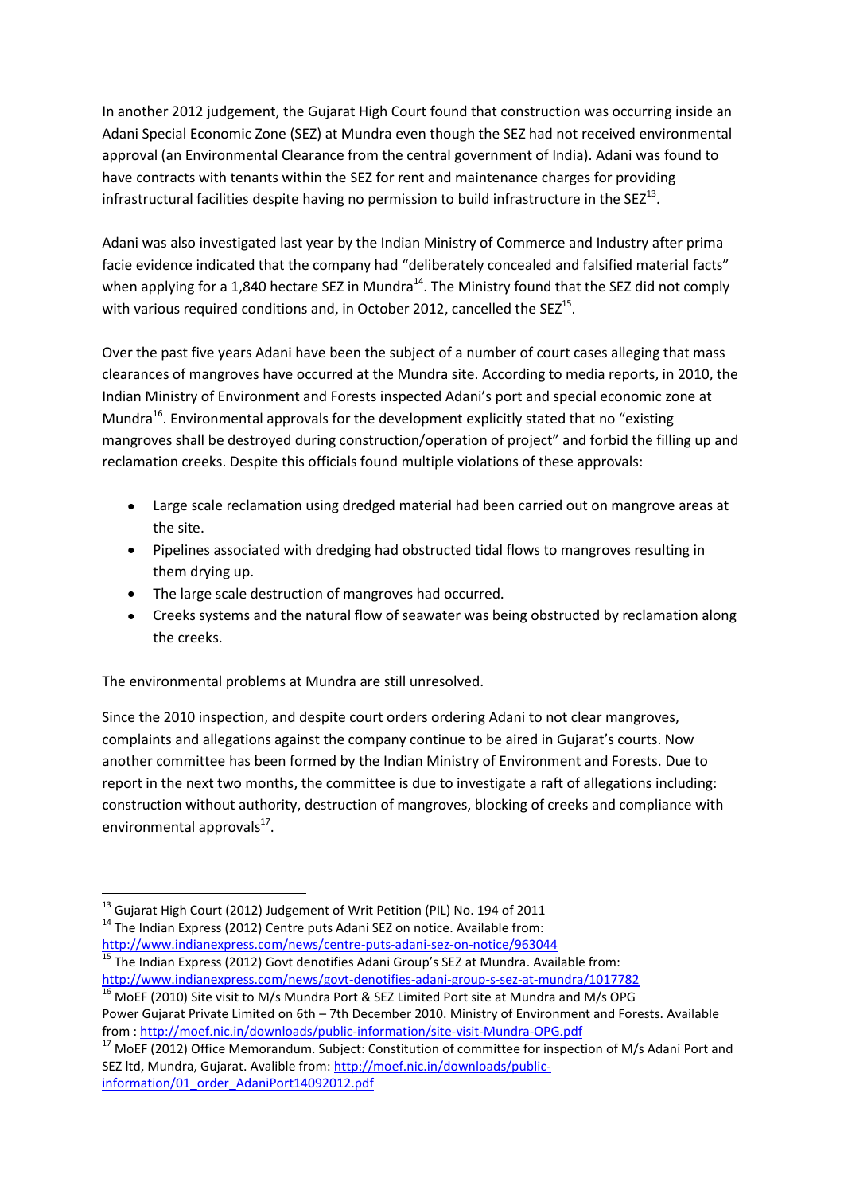In another 2012 judgement, the Gujarat High Court found that construction was occurring inside an Adani Special Economic Zone (SEZ) at Mundra even though the SEZ had not received environmental approval (an Environmental Clearance from the central government of India). Adani was found to have contracts with tenants within the SEZ for rent and maintenance charges for providing infrastructural facilities despite having no permission to build infrastructure in the SEZ[13].

Adani was also investigated last year by the Indian Ministry of Commerce and Industry after prima facie evidence indicated that the company had "deliberately concealed and falsified material facts" when applying for a 1,840 hectare SEZ in Mundra[14]. The Ministry found that the SEZ did not comply with various required conditions and, in October 2012, cancelled the SEZ[15].

Over the past five years Adani have been the subject of a number of court cases alleging that mass clearances of mangroves have occurred at the Mundra site. According to media reports, in 2010, the Indian Ministry of Environment and Forests inspected Adani's port and special economic zone at Mundra[16]. Environmental approvals for the development explicitly stated that no "existing mangroves shall be destroyed during construction/operation of project" and forbid the filling up and reclamation creeks. Despite this officials found multiple violations of these approvals:

- Large scale reclamation using dredged material had been carried out on mangrove areas at the site.
- Pipelines associated with dredging had obstructed tidal flows to mangroves resulting in them drying up.
- The large scale destruction of mangroves had occurred.
- Creeks systems and the natural flow of seawater was being obstructed by reclamation along the creeks.

The environmental problems at Mundra are still unresolved.

Since the 2010 inspection, and despite court orders ordering Adani to not clear mangroves, complaints and allegations against the company continue to be aired in Gujarat's courts. Now another committee has been formed by the Indian Ministry of Environment and Forests. Due to report in the next two months, the committee is due to investigate a raft of allegations including: construction without authority, destruction of mangroves, blocking of creeks and compliance with environmental approvals[17].

---

[13] Gujarat High Court (2012) Judgement of Writ Petition (PIL) No. 194 of 2011

[14] The Indian Express (2012) Centre puts Adani SEZ on notice. Available from: http://www.indianexpress.com/news/centre-puts-adani-sez-on-notice/963044

[15] The Indian Express (2012) Govt denotifies Adani Group's SEZ at Mundra. Available from: http://www.indianexpress.com/news/govt-denotifies-adani-group-s-sez-at-mundra/1017782

[16] MoEF (2010) Site visit to M/s Mundra Port & SEZ Limited Port site at Mundra and M/s OPG Power Gujarat Private Limited on 6th – 7th December 2010. Ministry of Environment and Forests. Available from : http://moef.nic.in/downloads/public-information/site-visit-Mundra-OPG.pdf

[17] MoEF (2012) Office Memorandum. Subject: Constitution of committee for inspection of M/s Adani Port and SEZ ltd, Mundra, Gujarat. Avalible from: http://moef.nic.in/downloads/public-information/01_order_AdaniPort14092012.pdf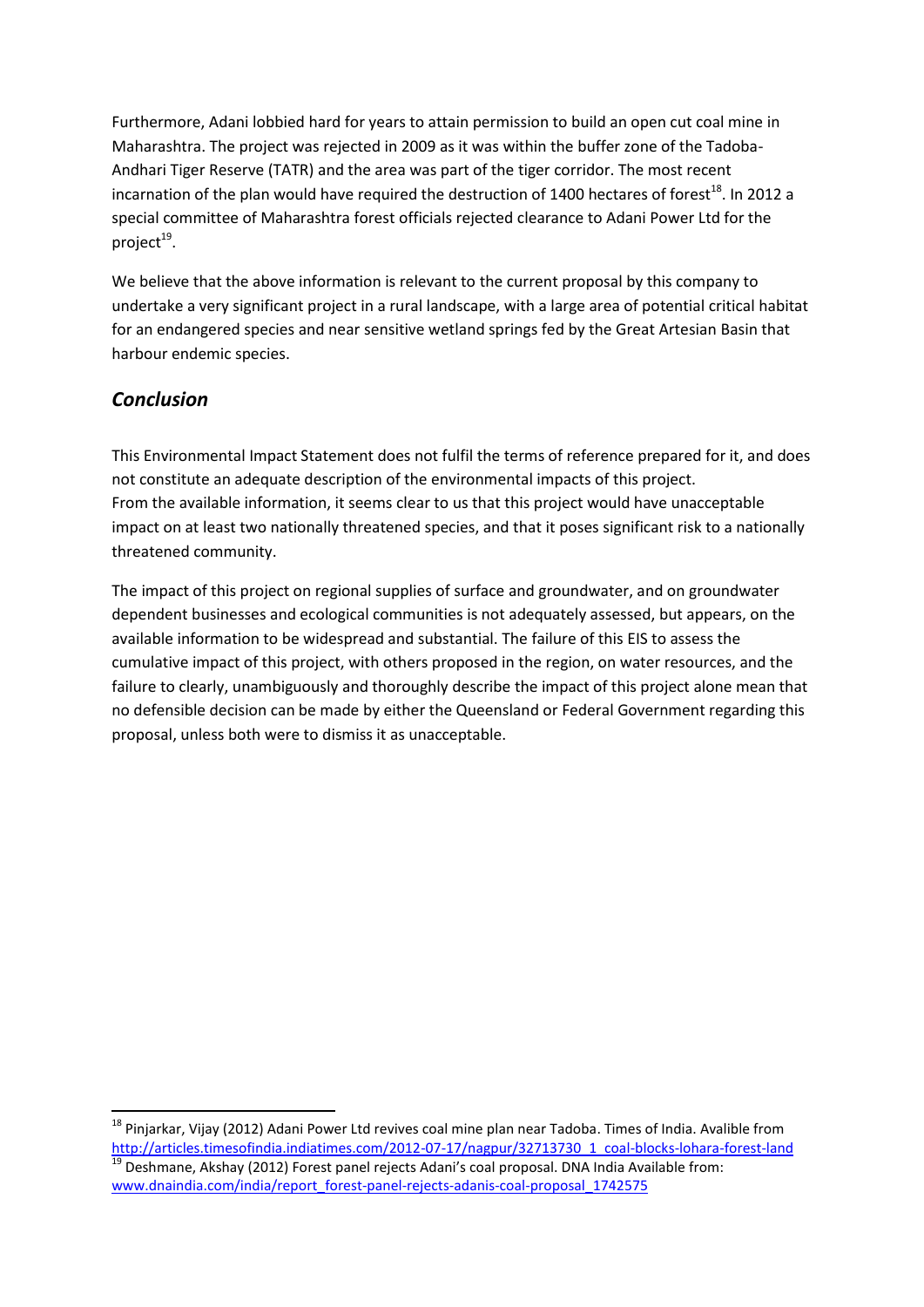Furthermore, Adani lobbied hard for years to attain permission to build an open cut coal mine in Maharashtra. The project was rejected in 2009 as it was within the buffer zone of the Tadoba-Andhari Tiger Reserve (TATR) and the area was part of the tiger corridor. The most recent incarnation of the plan would have required the destruction of 1400 hectares of forest[18]. In 2012 a special committee of Maharashtra forest officials rejected clearance to Adani Power Ltd for the project[19].

We believe that the above information is relevant to the current proposal by this company to undertake a very significant project in a rural landscape, with a large area of potential critical habitat for an endangered species and near sensitive wetland springs fed by the Great Artesian Basin that harbour endemic species.

## *Conclusion*

This Environmental Impact Statement does not fulfil the terms of reference prepared for it, and does not constitute an adequate description of the environmental impacts of this project.
From the available information, it seems clear to us that this project would have unacceptable impact on at least two nationally threatened species, and that it poses significant risk to a nationally threatened community.

The impact of this project on regional supplies of surface and groundwater, and on groundwater dependent businesses and ecological communities is not adequately assessed, but appears, on the available information to be widespread and substantial. The failure of this EIS to assess the cumulative impact of this project, with others proposed in the region, on water resources, and the failure to clearly, unambiguously and thoroughly describe the impact of this project alone mean that no defensible decision can be made by either the Queensland or Federal Government regarding this proposal, unless both were to dismiss it as unacceptable.

---

[18] Pinjarkar, Vijay (2012) Adani Power Ltd revives coal mine plan near Tadoba. Times of India. Avalible from http://articles.timesofindia.indiatimes.com/2012-07-17/nagpur/32713730_1_coal-blocks-lohara-forest-land

[19] Deshmane, Akshay (2012) Forest panel rejects Adani's coal proposal. DNA India Available from: www.dnaindia.com/india/report_forest-panel-rejects-adanis-coal-proposal_1742575